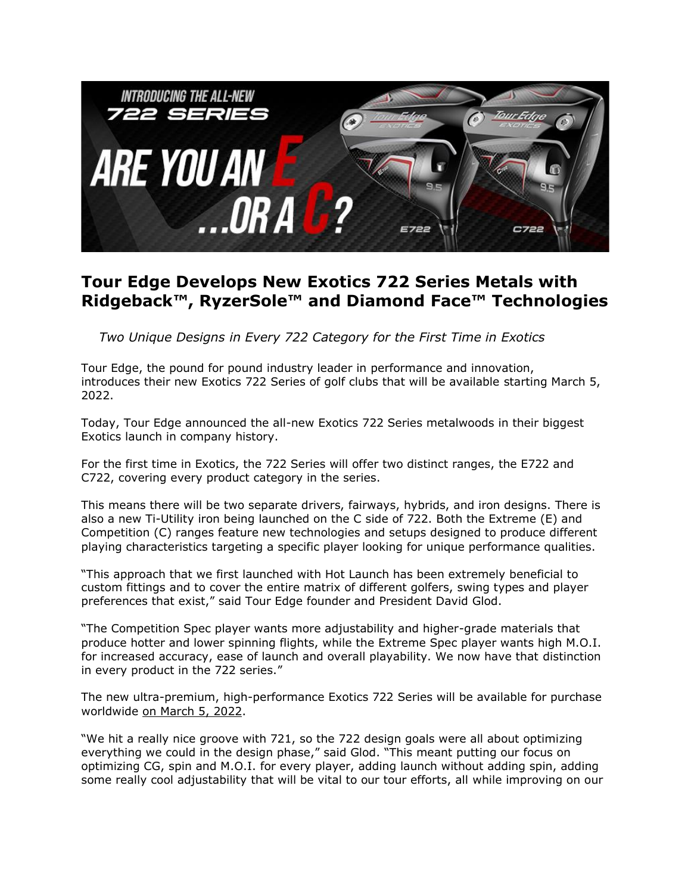# Tour Edge Develops New Exotics 722 Series Metals with Ridgeback™, RyzerSole™ and Diamond Face™ Technologies

*Two Unique Designs in Every 722 Category for the First Time in Exotics*

Tour Edge, the pound for pound industry leader in performance and innovation, introduces their new Exotics 722 Series of golf clubs that will be available starting March 5, 2022.

Today, Tour Edge announced the all-new Exotics 722 Series metalwoods in their biggest Exotics launch in company history.

For the first time in Exotics, the 722 Series will offer two distinct ranges, the E722 and C722, covering every product category in the series.

This means there will be two separate drivers, fairways, hybrids, and iron designs. There is also a new Ti-Utility iron being launched on the C side of 722. Both the Extreme (E) and Competition (C) ranges feature new technologies and setups designed to produce different playing characteristics targeting a specific player looking for unique performance qualities.

"This approach that we first launched with Hot Launch has been extremely beneficial to custom fittings and to cover the entire matrix of different golfers, swing types and player preferences that exist," said Tour Edge founder and President David Glod.

"The Competition Spec player wants more adjustability and higher-grade materials that produce hotter and lower spinning flights, while the Extreme Spec player wants high M.O.I. for increased accuracy, ease of launch and overall playability. We now have that distinction in every product in the 722 series."

The new ultra-premium, high-performance Exotics 722 Series will be available for purchase worldwide on March 5, 2022.

"We hit a really nice groove with 721, so the 722 design goals were all about optimizing everything we could in the design phase," said Glod. "This meant putting our focus on optimizing CG, spin and M.O.I. for every player, adding launch without adding spin, adding some really cool adjustability that will be vital to our tour efforts, all while improving on our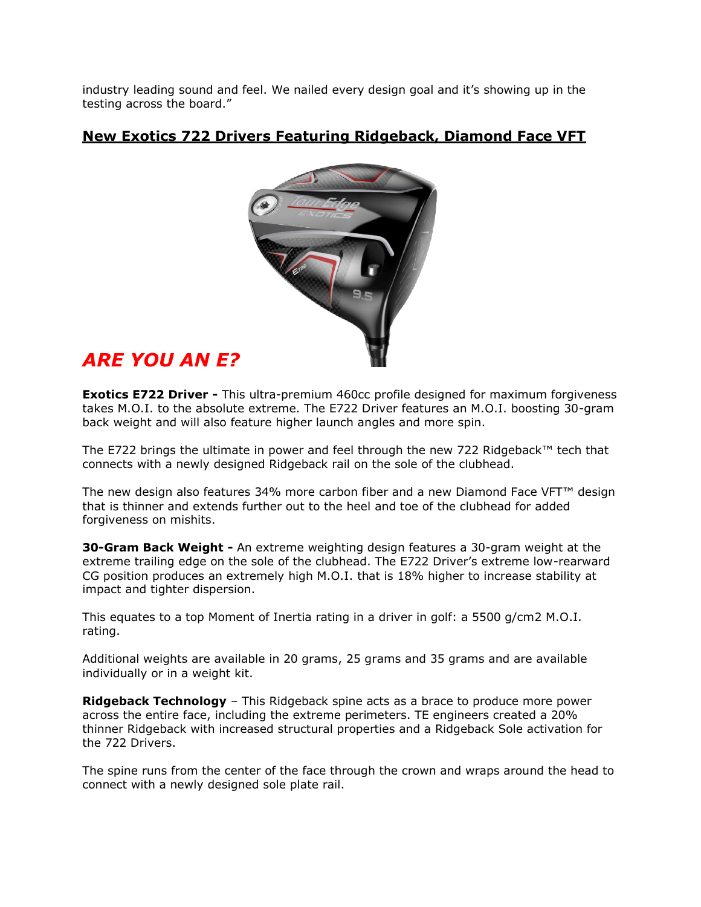industry leading sound and feel. We nailed every design goal and it's showing up in the testing across the board."

## New Exotics 722 Drivers Featuring Ridgeback, Diamond Face VFT

## *ARE YOU AN E?*

**Exotics E722 Driver -** This ultra-premium 460cc profile designed for maximum forgiveness takes M.O.I. to the absolute extreme. The E722 Driver features an M.O.I. boosting 30-gram back weight and will also feature higher launch angles and more spin.

The E722 brings the ultimate in power and feel through the new 722 Ridgeback™ tech that connects with a newly designed Ridgeback rail on the sole of the clubhead.

The new design also features 34% more carbon fiber and a new Diamond Face VFT™ design that is thinner and extends further out to the heel and toe of the clubhead for added forgiveness on mishits.

**30-Gram Back Weight -** An extreme weighting design features a 30-gram weight at the extreme trailing edge on the sole of the clubhead. The E722 Driver's extreme low-rearward CG position produces an extremely high M.O.I. that is 18% higher to increase stability at impact and tighter dispersion.

This equates to a top Moment of Inertia rating in a driver in golf: a 5500 g/cm2 M.O.I. rating.

Additional weights are available in 20 grams, 25 grams and 35 grams and are available individually or in a weight kit.

**Ridgeback Technology** – This Ridgeback spine acts as a brace to produce more power across the entire face, including the extreme perimeters. TE engineers created a 20% thinner Ridgeback with increased structural properties and a Ridgeback Sole activation for the 722 Drivers.

The spine runs from the center of the face through the crown and wraps around the head to connect with a newly designed sole plate rail.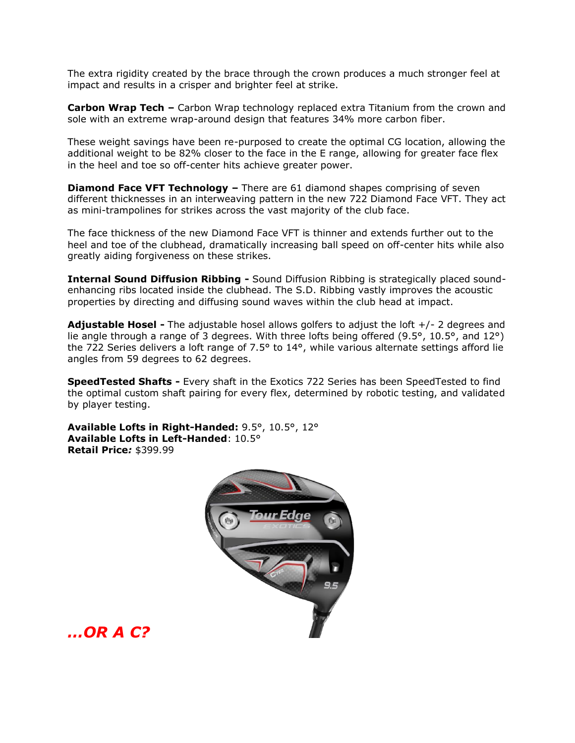The extra rigidity created by the brace through the crown produces a much stronger feel at impact and results in a crisper and brighter feel at strike.

**Carbon Wrap Tech –** Carbon Wrap technology replaced extra Titanium from the crown and sole with an extreme wrap-around design that features 34% more carbon fiber.

These weight savings have been re-purposed to create the optimal CG location, allowing the additional weight to be 82% closer to the face in the E range, allowing for greater face flex in the heel and toe so off-center hits achieve greater power.

**Diamond Face VFT Technology –** There are 61 diamond shapes comprising of seven different thicknesses in an interweaving pattern in the new 722 Diamond Face VFT. They act as mini-trampolines for strikes across the vast majority of the club face.

The face thickness of the new Diamond Face VFT is thinner and extends further out to the heel and toe of the clubhead, dramatically increasing ball speed on off-center hits while also greatly aiding forgiveness on these strikes.

**Internal Sound Diffusion Ribbing -** Sound Diffusion Ribbing is strategically placed sound-enhancing ribs located inside the clubhead. The S.D. Ribbing vastly improves the acoustic properties by directing and diffusing sound waves within the club head at impact.

**Adjustable Hosel -** The adjustable hosel allows golfers to adjust the loft +/- 2 degrees and lie angle through a range of 3 degrees. With three lofts being offered (9.5°, 10.5°, and 12°) the 722 Series delivers a loft range of 7.5° to 14°, while various alternate settings afford lie angles from 59 degrees to 62 degrees.

**SpeedTested Shafts -** Every shaft in the Exotics 722 Series has been SpeedTested to find the optimal custom shaft pairing for every flex, determined by robotic testing, and validated by player testing.

**Available Lofts in Right-Handed:** 9.5°, 10.5°, 12°
**Available Lofts in Left-Handed**: 10.5°
**Retail Price***:* $399.99

## *...OR A C?*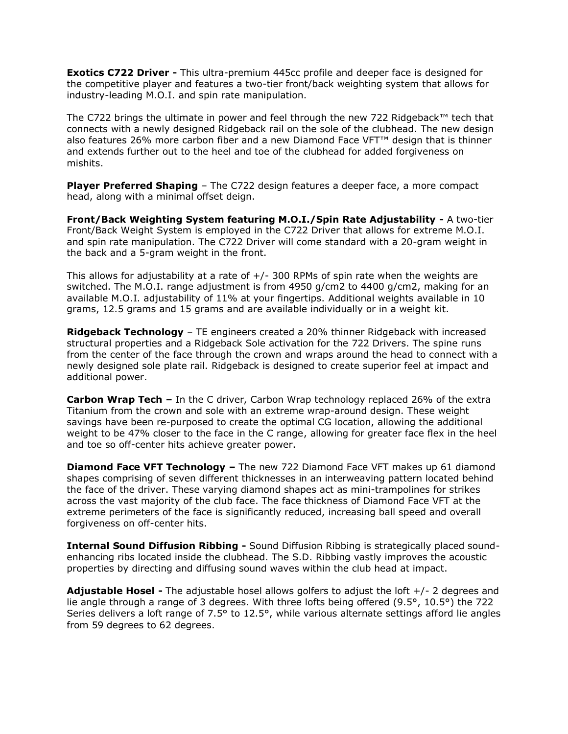**Exotics C722 Driver -** This ultra-premium 445cc profile and deeper face is designed for the competitive player and features a two-tier front/back weighting system that allows for industry-leading M.O.I. and spin rate manipulation.

The C722 brings the ultimate in power and feel through the new 722 Ridgeback™ tech that connects with a newly designed Ridgeback rail on the sole of the clubhead. The new design also features 26% more carbon fiber and a new Diamond Face VFT™ design that is thinner and extends further out to the heel and toe of the clubhead for added forgiveness on mishits.

**Player Preferred Shaping** – The C722 design features a deeper face, a more compact head, along with a minimal offset deign.

**Front/Back Weighting System featuring M.O.I./Spin Rate Adjustability -** A two-tier Front/Back Weight System is employed in the C722 Driver that allows for extreme M.O.I. and spin rate manipulation. The C722 Driver will come standard with a 20-gram weight in the back and a 5-gram weight in the front.

This allows for adjustability at a rate of +/- 300 RPMs of spin rate when the weights are switched. The M.O.I. range adjustment is from 4950 g/cm2 to 4400 g/cm2, making for an available M.O.I. adjustability of 11% at your fingertips. Additional weights available in 10 grams, 12.5 grams and 15 grams and are available individually or in a weight kit.

**Ridgeback Technology** – TE engineers created a 20% thinner Ridgeback with increased structural properties and a Ridgeback Sole activation for the 722 Drivers. The spine runs from the center of the face through the crown and wraps around the head to connect with a newly designed sole plate rail. Ridgeback is designed to create superior feel at impact and additional power.

**Carbon Wrap Tech –** In the C driver, Carbon Wrap technology replaced 26% of the extra Titanium from the crown and sole with an extreme wrap-around design. These weight savings have been re-purposed to create the optimal CG location, allowing the additional weight to be 47% closer to the face in the C range, allowing for greater face flex in the heel and toe so off-center hits achieve greater power.

**Diamond Face VFT Technology –** The new 722 Diamond Face VFT makes up 61 diamond shapes comprising of seven different thicknesses in an interweaving pattern located behind the face of the driver. These varying diamond shapes act as mini-trampolines for strikes across the vast majority of the club face. The face thickness of Diamond Face VFT at the extreme perimeters of the face is significantly reduced, increasing ball speed and overall forgiveness on off-center hits.

**Internal Sound Diffusion Ribbing -** Sound Diffusion Ribbing is strategically placed sound-enhancing ribs located inside the clubhead. The S.D. Ribbing vastly improves the acoustic properties by directing and diffusing sound waves within the club head at impact.

**Adjustable Hosel -** The adjustable hosel allows golfers to adjust the loft +/- 2 degrees and lie angle through a range of 3 degrees. With three lofts being offered (9.5°, 10.5°) the 722 Series delivers a loft range of 7.5° to 12.5°, while various alternate settings afford lie angles from 59 degrees to 62 degrees.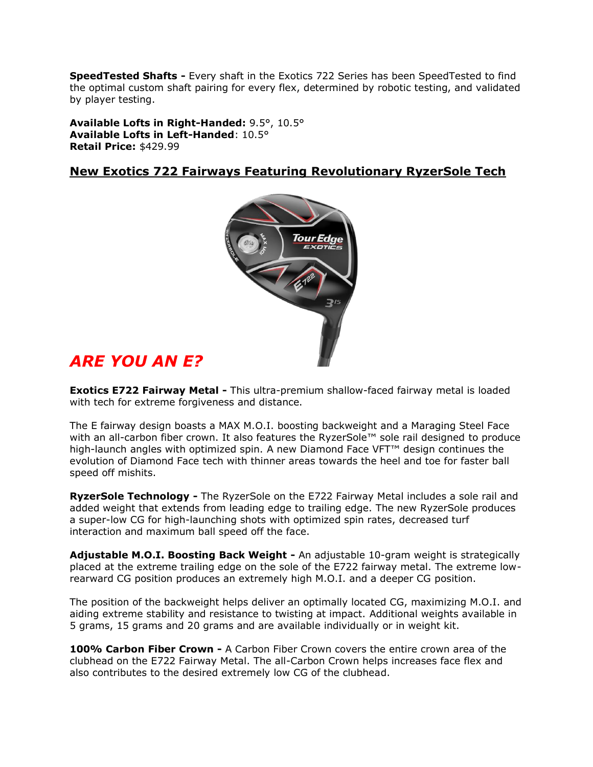**SpeedTested Shafts -** Every shaft in the Exotics 722 Series has been SpeedTested to find the optimal custom shaft pairing for every flex, determined by robotic testing, and validated by player testing.

**Available Lofts in Right-Handed:** 9.5°, 10.5°
**Available Lofts in Left-Handed**: 10.5°
**Retail Price:** $429.99

## New Exotics 722 Fairways Featuring Revolutionary RyzerSole Tech

## *ARE YOU AN E?*

**Exotics E722 Fairway Metal -** This ultra-premium shallow-faced fairway metal is loaded with tech for extreme forgiveness and distance.

The E fairway design boasts a MAX M.O.I. boosting backweight and a Maraging Steel Face with an all-carbon fiber crown. It also features the RyzerSole™ sole rail designed to produce high-launch angles with optimized spin. A new Diamond Face VFT™ design continues the evolution of Diamond Face tech with thinner areas towards the heel and toe for faster ball speed off mishits.

**RyzerSole Technology -** The RyzerSole on the E722 Fairway Metal includes a sole rail and added weight that extends from leading edge to trailing edge. The new RyzerSole produces a super-low CG for high-launching shots with optimized spin rates, decreased turf interaction and maximum ball speed off the face.

**Adjustable M.O.I. Boosting Back Weight -** An adjustable 10-gram weight is strategically placed at the extreme trailing edge on the sole of the E722 fairway metal. The extreme low-rearward CG position produces an extremely high M.O.I. and a deeper CG position.

The position of the backweight helps deliver an optimally located CG, maximizing M.O.I. and aiding extreme stability and resistance to twisting at impact. Additional weights available in 5 grams, 15 grams and 20 grams and are available individually or in weight kit.

**100% Carbon Fiber Crown -** A Carbon Fiber Crown covers the entire crown area of the clubhead on the E722 Fairway Metal. The all-Carbon Crown helps increases face flex and also contributes to the desired extremely low CG of the clubhead.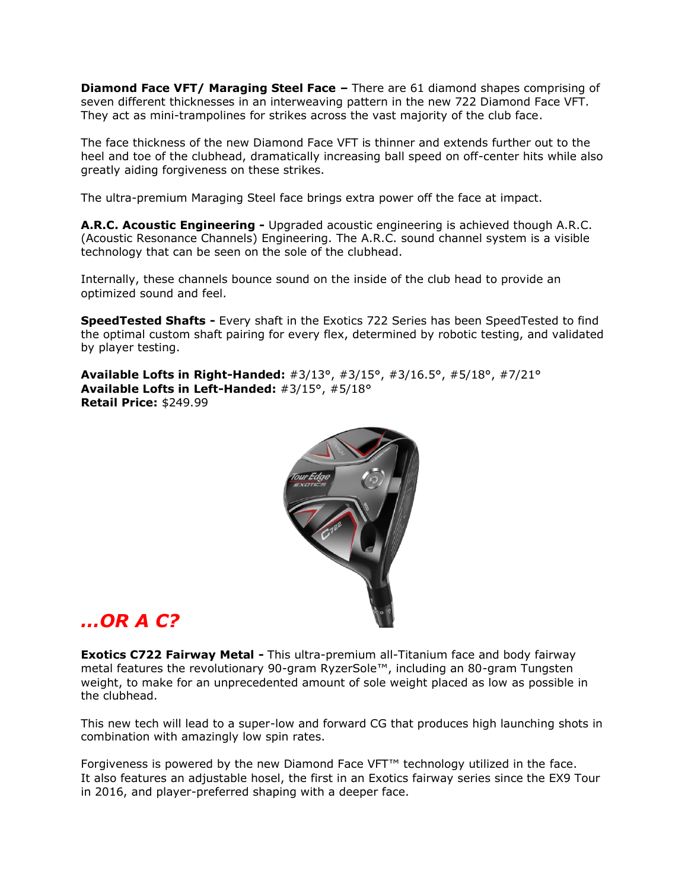**Diamond Face VFT/ Maraging Steel Face –** There are 61 diamond shapes comprising of seven different thicknesses in an interweaving pattern in the new 722 Diamond Face VFT. They act as mini-trampolines for strikes across the vast majority of the club face.

The face thickness of the new Diamond Face VFT is thinner and extends further out to the heel and toe of the clubhead, dramatically increasing ball speed on off-center hits while also greatly aiding forgiveness on these strikes.

The ultra-premium Maraging Steel face brings extra power off the face at impact.

**A.R.C. Acoustic Engineering -** Upgraded acoustic engineering is achieved though A.R.C. (Acoustic Resonance Channels) Engineering. The A.R.C. sound channel system is a visible technology that can be seen on the sole of the clubhead.

Internally, these channels bounce sound on the inside of the club head to provide an optimized sound and feel.

**SpeedTested Shafts -** Every shaft in the Exotics 722 Series has been SpeedTested to find the optimal custom shaft pairing for every flex, determined by robotic testing, and validated by player testing.

**Available Lofts in Right-Handed:** #3/13°, #3/15°, #3/16.5°, #5/18°, #7/21°
**Available Lofts in Left-Handed:** #3/15°, #5/18°
**Retail Price:** $249.99

## *...OR A C?*

**Exotics C722 Fairway Metal -** This ultra-premium all-Titanium face and body fairway metal features the revolutionary 90-gram RyzerSole™, including an 80-gram Tungsten weight, to make for an unprecedented amount of sole weight placed as low as possible in the clubhead.

This new tech will lead to a super-low and forward CG that produces high launching shots in combination with amazingly low spin rates.

Forgiveness is powered by the new Diamond Face VFT™ technology utilized in the face. It also features an adjustable hosel, the first in an Exotics fairway series since the EX9 Tour in 2016, and player-preferred shaping with a deeper face.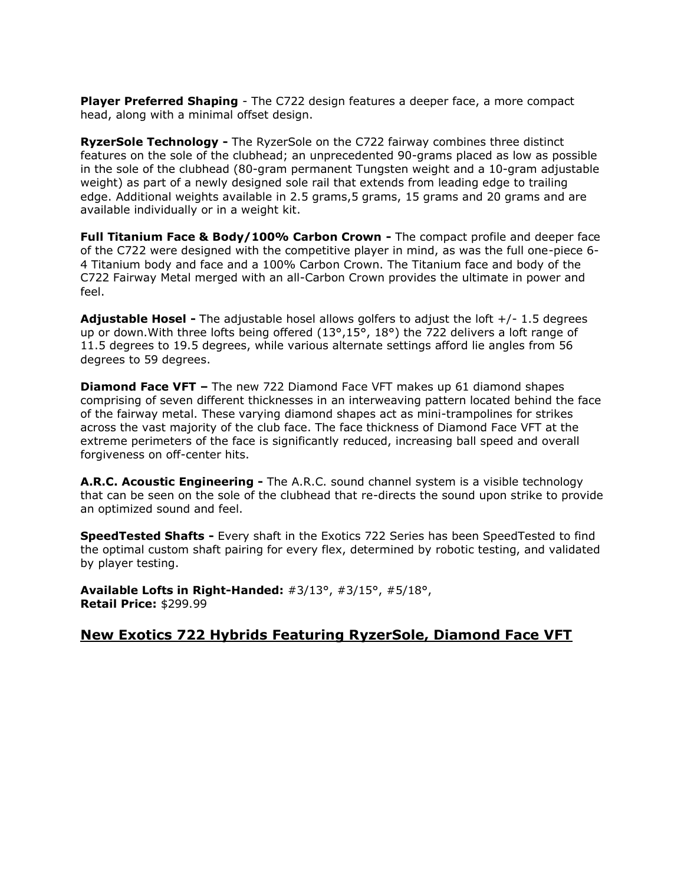**Player Preferred Shaping** - The C722 design features a deeper face, a more compact head, along with a minimal offset design.

**RyzerSole Technology -** The RyzerSole on the C722 fairway combines three distinct features on the sole of the clubhead; an unprecedented 90-grams placed as low as possible in the sole of the clubhead (80-gram permanent Tungsten weight and a 10-gram adjustable weight) as part of a newly designed sole rail that extends from leading edge to trailing edge. Additional weights available in 2.5 grams,5 grams, 15 grams and 20 grams and are available individually or in a weight kit.

**Full Titanium Face & Body/100% Carbon Crown -** The compact profile and deeper face of the C722 were designed with the competitive player in mind, as was the full one-piece 6-4 Titanium body and face and a 100% Carbon Crown. The Titanium face and body of the C722 Fairway Metal merged with an all-Carbon Crown provides the ultimate in power and feel.

**Adjustable Hosel -** The adjustable hosel allows golfers to adjust the loft +/- 1.5 degrees up or down.With three lofts being offered (13°,15°, 18°) the 722 delivers a loft range of 11.5 degrees to 19.5 degrees, while various alternate settings afford lie angles from 56 degrees to 59 degrees.

**Diamond Face VFT –** The new 722 Diamond Face VFT makes up 61 diamond shapes comprising of seven different thicknesses in an interweaving pattern located behind the face of the fairway metal. These varying diamond shapes act as mini-trampolines for strikes across the vast majority of the club face. The face thickness of Diamond Face VFT at the extreme perimeters of the face is significantly reduced, increasing ball speed and overall forgiveness on off-center hits.

**A.R.C. Acoustic Engineering -** The A.R.C. sound channel system is a visible technology that can be seen on the sole of the clubhead that re-directs the sound upon strike to provide an optimized sound and feel.

**SpeedTested Shafts -** Every shaft in the Exotics 722 Series has been SpeedTested to find the optimal custom shaft pairing for every flex, determined by robotic testing, and validated by player testing.

**Available Lofts in Right-Handed:** #3/13°, #3/15°, #5/18°,
**Retail Price:** $299.99

## New Exotics 722 Hybrids Featuring RyzerSole, Diamond Face VFT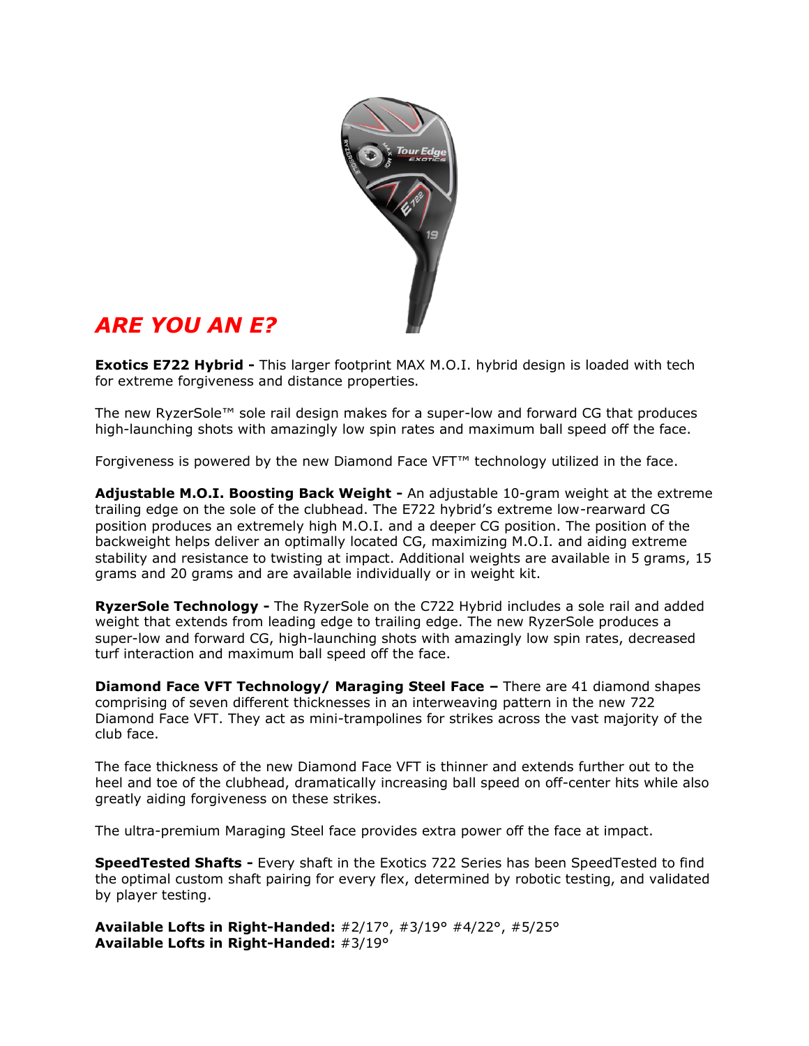## *ARE YOU AN E?*

**Exotics E722 Hybrid -** This larger footprint MAX M.O.I. hybrid design is loaded with tech for extreme forgiveness and distance properties.

The new RyzerSole™ sole rail design makes for a super-low and forward CG that produces high-launching shots with amazingly low spin rates and maximum ball speed off the face.

Forgiveness is powered by the new Diamond Face VFT™ technology utilized in the face.

**Adjustable M.O.I. Boosting Back Weight -** An adjustable 10-gram weight at the extreme trailing edge on the sole of the clubhead. The E722 hybrid's extreme low-rearward CG position produces an extremely high M.O.I. and a deeper CG position. The position of the backweight helps deliver an optimally located CG, maximizing M.O.I. and aiding extreme stability and resistance to twisting at impact. Additional weights are available in 5 grams, 15 grams and 20 grams and are available individually or in weight kit.

**RyzerSole Technology -** The RyzerSole on the C722 Hybrid includes a sole rail and added weight that extends from leading edge to trailing edge. The new RyzerSole produces a super-low and forward CG, high-launching shots with amazingly low spin rates, decreased turf interaction and maximum ball speed off the face.

**Diamond Face VFT Technology/ Maraging Steel Face –** There are 41 diamond shapes comprising of seven different thicknesses in an interweaving pattern in the new 722 Diamond Face VFT. They act as mini-trampolines for strikes across the vast majority of the club face.

The face thickness of the new Diamond Face VFT is thinner and extends further out to the heel and toe of the clubhead, dramatically increasing ball speed on off-center hits while also greatly aiding forgiveness on these strikes.

The ultra-premium Maraging Steel face provides extra power off the face at impact.

**SpeedTested Shafts -** Every shaft in the Exotics 722 Series has been SpeedTested to find the optimal custom shaft pairing for every flex, determined by robotic testing, and validated by player testing.

**Available Lofts in Right-Handed:** #2/17°, #3/19° #4/22°, #5/25°
**Available Lofts in Right-Handed:** #3/19°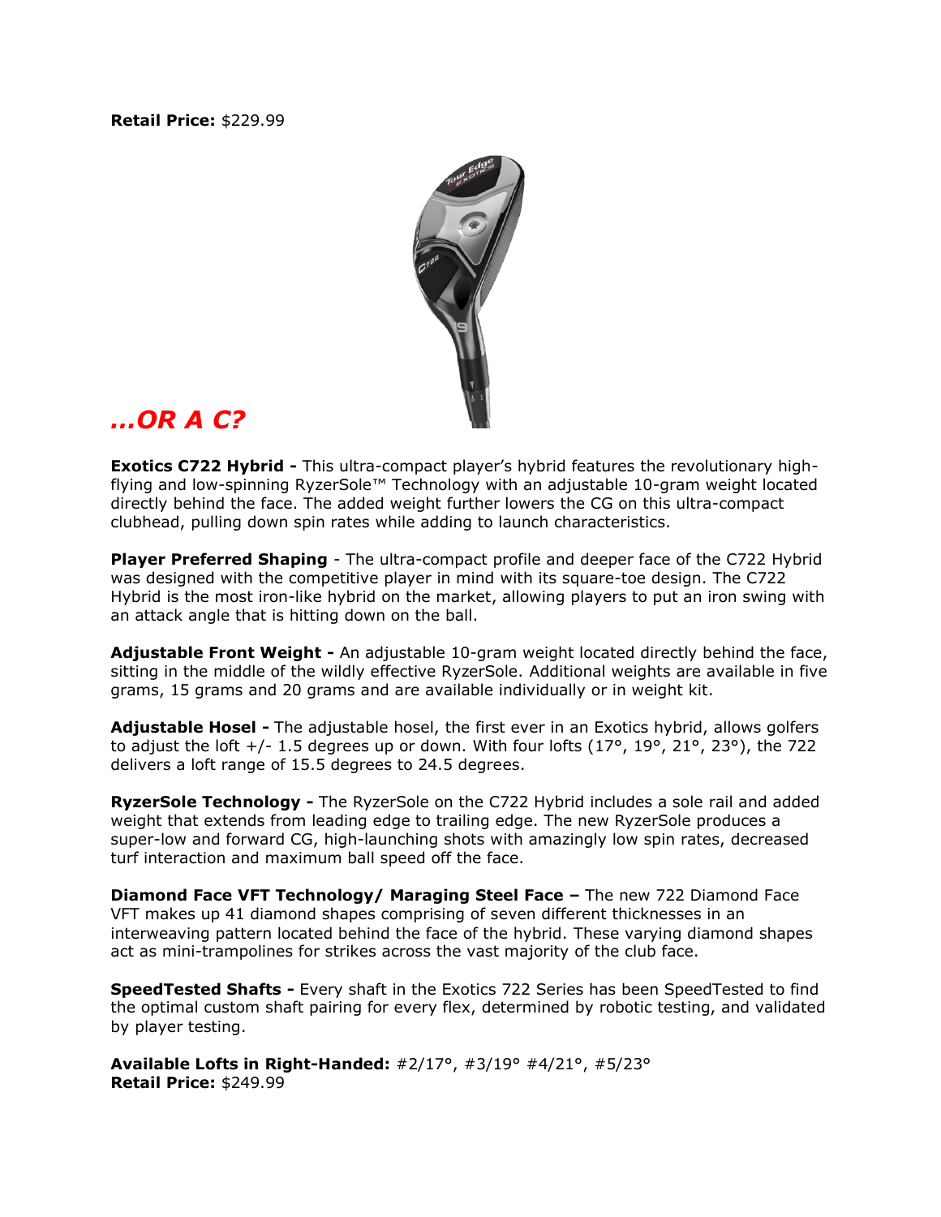**Retail Price:** $229.99

## *...OR A C?*

**Exotics C722 Hybrid -** This ultra-compact player's hybrid features the revolutionary high-flying and low-spinning RyzerSole™ Technology with an adjustable 10-gram weight located directly behind the face. The added weight further lowers the CG on this ultra-compact clubhead, pulling down spin rates while adding to launch characteristics.

**Player Preferred Shaping** - The ultra-compact profile and deeper face of the C722 Hybrid was designed with the competitive player in mind with its square-toe design. The C722 Hybrid is the most iron-like hybrid on the market, allowing players to put an iron swing with an attack angle that is hitting down on the ball.

**Adjustable Front Weight -** An adjustable 10-gram weight located directly behind the face, sitting in the middle of the wildly effective RyzerSole. Additional weights are available in five grams, 15 grams and 20 grams and are available individually or in weight kit.

**Adjustable Hosel -** The adjustable hosel, the first ever in an Exotics hybrid, allows golfers to adjust the loft +/- 1.5 degrees up or down. With four lofts (17°, 19°, 21°, 23°), the 722 delivers a loft range of 15.5 degrees to 24.5 degrees.

**RyzerSole Technology -** The RyzerSole on the C722 Hybrid includes a sole rail and added weight that extends from leading edge to trailing edge. The new RyzerSole produces a super-low and forward CG, high-launching shots with amazingly low spin rates, decreased turf interaction and maximum ball speed off the face.

**Diamond Face VFT Technology/ Maraging Steel Face –** The new 722 Diamond Face VFT makes up 41 diamond shapes comprising of seven different thicknesses in an interweaving pattern located behind the face of the hybrid. These varying diamond shapes act as mini-trampolines for strikes across the vast majority of the club face.

**SpeedTested Shafts -** Every shaft in the Exotics 722 Series has been SpeedTested to find the optimal custom shaft pairing for every flex, determined by robotic testing, and validated by player testing.

**Available Lofts in Right-Handed:** #2/17°, #3/19° #4/21°, #5/23°
**Retail Price:** $249.99